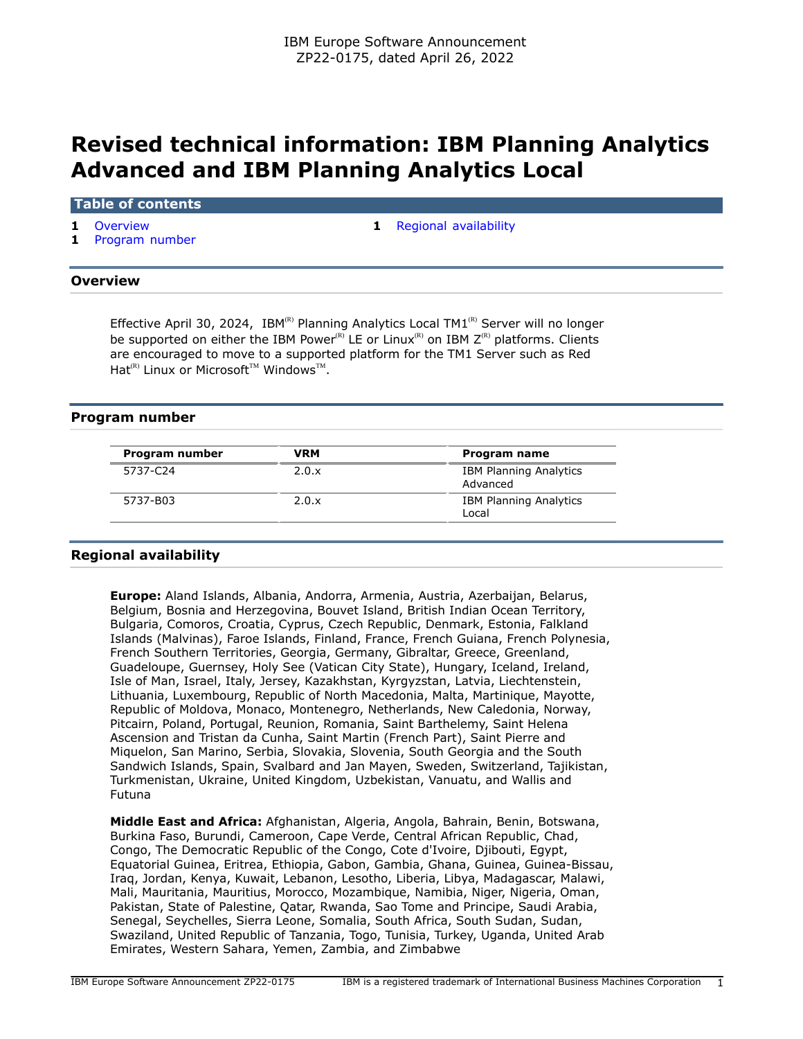IBM Europe Software Announcement
ZP22-0175, dated April 26, 2022

# Revised technical information: IBM Planning Analytics Advanced and IBM Planning Analytics Local

## Table of contents

- 1 Overview
- 1 Program number
- 1 Regional availability

## Overview

Effective April 30, 2024, IBM(R) Planning Analytics Local TM1(R) Server will no longer be supported on either the IBM Power(R) LE or Linux(R) on IBM Z(R) platforms. Clients are encouraged to move to a supported platform for the TM1 Server such as Red Hat(R) Linux or Microsoft™ Windows™.

## Program number

| Program number | VRM | Program name |
|---|---|---|
| 5737-C24 | 2.0.x | IBM Planning Analytics Advanced |
| 5737-B03 | 2.0.x | IBM Planning Analytics Local |

## Regional availability

**Europe:** Aland Islands, Albania, Andorra, Armenia, Austria, Azerbaijan, Belarus, Belgium, Bosnia and Herzegovina, Bouvet Island, British Indian Ocean Territory, Bulgaria, Comoros, Croatia, Cyprus, Czech Republic, Denmark, Estonia, Falkland Islands (Malvinas), Faroe Islands, Finland, France, French Guiana, French Polynesia, French Southern Territories, Georgia, Germany, Gibraltar, Greece, Greenland, Guadeloupe, Guernsey, Holy See (Vatican City State), Hungary, Iceland, Ireland, Isle of Man, Israel, Italy, Jersey, Kazakhstan, Kyrgyzstan, Latvia, Liechtenstein, Lithuania, Luxembourg, Republic of North Macedonia, Malta, Martinique, Mayotte, Republic of Moldova, Monaco, Montenegro, Netherlands, New Caledonia, Norway, Pitcairn, Poland, Portugal, Reunion, Romania, Saint Barthelemy, Saint Helena Ascension and Tristan da Cunha, Saint Martin (French Part), Saint Pierre and Miquelon, San Marino, Serbia, Slovakia, Slovenia, South Georgia and the South Sandwich Islands, Spain, Svalbard and Jan Mayen, Sweden, Switzerland, Tajikistan, Turkmenistan, Ukraine, United Kingdom, Uzbekistan, Vanuatu, and Wallis and Futuna

**Middle East and Africa:** Afghanistan, Algeria, Angola, Bahrain, Benin, Botswana, Burkina Faso, Burundi, Cameroon, Cape Verde, Central African Republic, Chad, Congo, The Democratic Republic of the Congo, Cote d'Ivoire, Djibouti, Egypt, Equatorial Guinea, Eritrea, Ethiopia, Gabon, Gambia, Ghana, Guinea, Guinea-Bissau, Iraq, Jordan, Kenya, Kuwait, Lebanon, Lesotho, Liberia, Libya, Madagascar, Malawi, Mali, Mauritania, Mauritius, Morocco, Mozambique, Namibia, Niger, Nigeria, Oman, Pakistan, State of Palestine, Qatar, Rwanda, Sao Tome and Principe, Saudi Arabia, Senegal, Seychelles, Sierra Leone, Somalia, South Africa, South Sudan, Sudan, Swaziland, United Republic of Tanzania, Togo, Tunisia, Turkey, Uganda, United Arab Emirates, Western Sahara, Yemen, Zambia, and Zimbabwe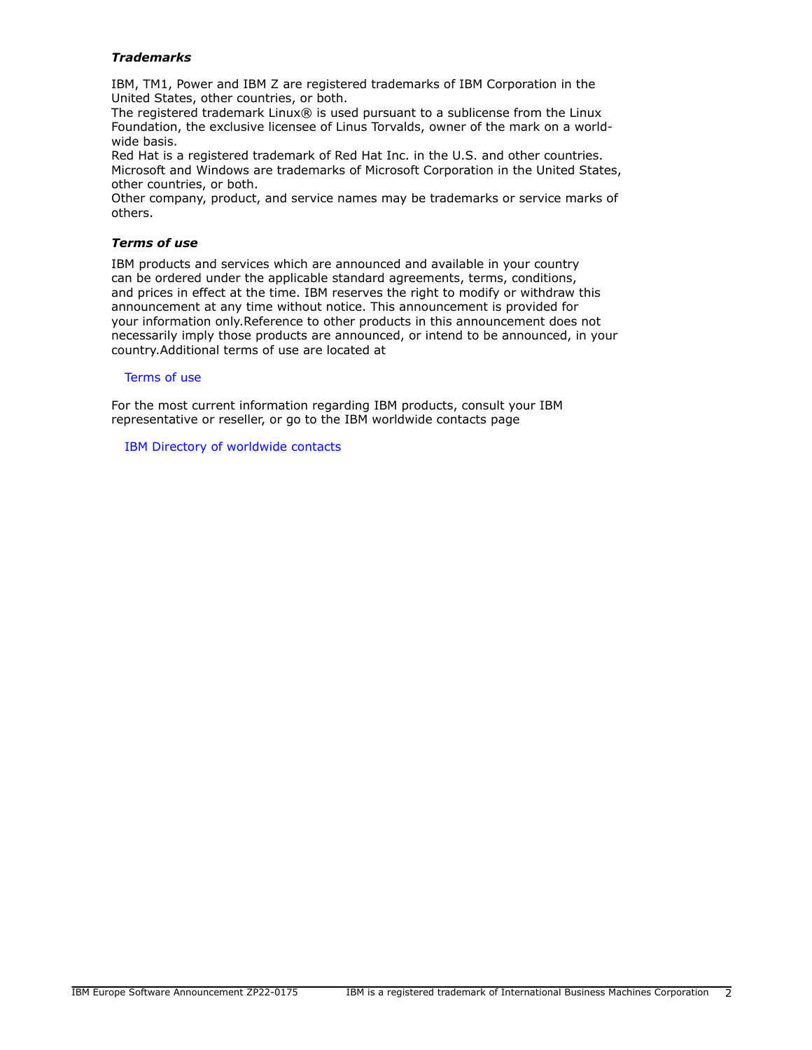### *Trademarks*

IBM, TM1, Power and IBM Z are registered trademarks of IBM Corporation in the United States, other countries, or both.
The registered trademark Linux® is used pursuant to a sublicense from the Linux Foundation, the exclusive licensee of Linus Torvalds, owner of the mark on a world-wide basis.
Red Hat is a registered trademark of Red Hat Inc. in the U.S. and other countries.
Microsoft and Windows are trademarks of Microsoft Corporation in the United States, other countries, or both.
Other company, product, and service names may be trademarks or service marks of others.

### *Terms of use*

IBM products and services which are announced and available in your country can be ordered under the applicable standard agreements, terms, conditions, and prices in effect at the time. IBM reserves the right to modify or withdraw this announcement at any time without notice. This announcement is provided for your information only.Reference to other products in this announcement does not necessarily imply those products are announced, or intend to be announced, in your country.Additional terms of use are located at

Terms of use

For the most current information regarding IBM products, consult your IBM representative or reseller, or go to the IBM worldwide contacts page

IBM Directory of worldwide contacts